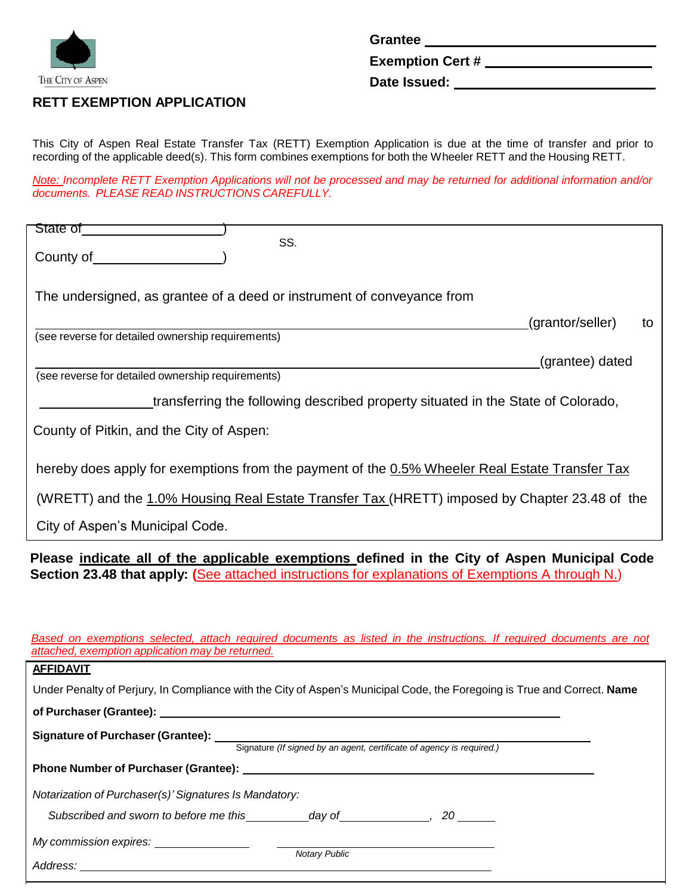THE CITY OF ASPEN

**Grantee** ______________________________

**Exemption Cert #** ______________________

**Date Issued:** __________________________

## RETT EXEMPTION APPLICATION

This City of Aspen Real Estate Transfer Tax (RETT) Exemption Application is due at the time of transfer and prior to recording of the applicable deed(s). This form combines exemptions for both the Wheeler RETT and the Housing RETT.

*Note: Incomplete RETT Exemption Applications will not be processed and may be returned for additional information and/or documents. PLEASE READ INSTRUCTIONS CAREFULLY.*

State of ____________________)
SS.
County of __________________)

The undersigned, as grantee of a deed or instrument of conveyance from

__________________________________________________________________(grantor/seller) to
(see reverse for detailed ownership requirements)

__________________________________________________________________(grantee) dated
(see reverse for detailed ownership requirements)

______________transferring the following described property situated in the State of Colorado, County of Pitkin, and the City of Aspen:

hereby does apply for exemptions from the payment of the 0.5% Wheeler Real Estate Transfer Tax (WRETT) and the 1.0% Housing Real Estate Transfer Tax (HRETT) imposed by Chapter 23.48 of the City of Aspen's Municipal Code.

**Please indicate all of the applicable exemptions defined in the City of Aspen Municipal Code Section 23.48 that apply:** (See attached instructions for explanations of Exemptions A through N.)

*Based on exemptions selected, attach required documents as listed in the instructions. If required documents are not attached, exemption application may be returned.*

**AFFIDAVIT**

Under Penalty of Perjury, In Compliance with the City of Aspen's Municipal Code, the Foregoing is True and Correct. **Name of Purchaser (Grantee):** ______________________________________________

**Signature of Purchaser (Grantee):** ______________________________________________
Signature *(If signed by an agent, certificate of agency is required.)*

**Phone Number of Purchaser (Grantee):** ______________________________________________

*Notarization of Purchaser(s)' Signatures Is Mandatory:*

*Subscribed and sworn to before me this* __________ *day of* ______________, *20* ______

*My commission expires:* _______________ ______________________________
*Notary Public*

*Address:* ______________________________________________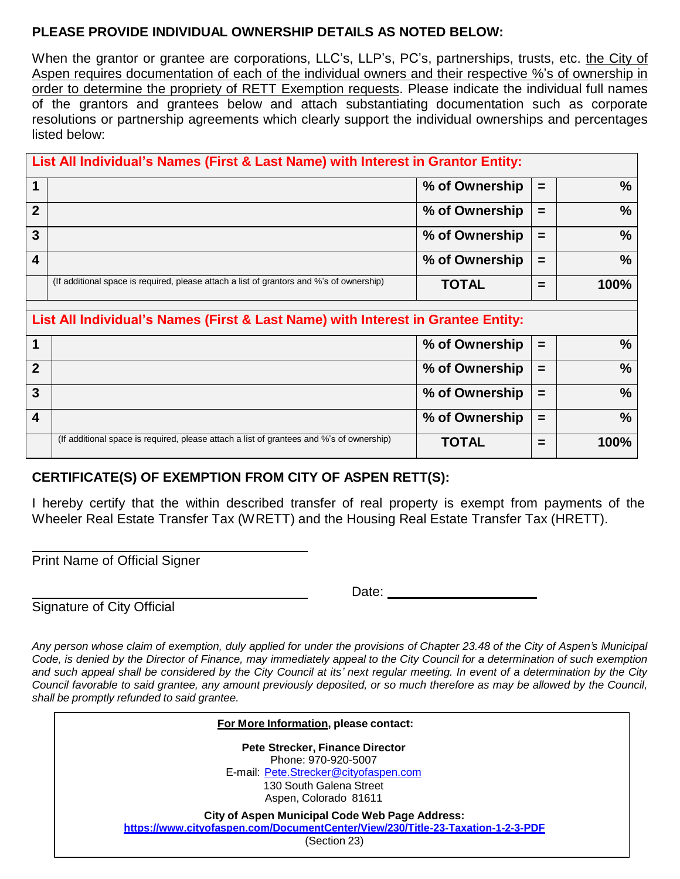**PLEASE PROVIDE INDIVIDUAL OWNERSHIP DETAILS AS NOTED BELOW:**

When the grantor or grantee are corporations, LLC's, LLP's, PC's, partnerships, trusts, etc. the City of Aspen requires documentation of each of the individual owners and their respective %'s of ownership in order to determine the propriety of RETT Exemption requests. Please indicate the individual full names of the grantors and grantees below and attach substantiating documentation such as corporate resolutions or partnership agreements which clearly support the individual ownerships and percentages listed below:

| **List All Individual's Names (First & Last Name) with Interest in Grantor Entity:** | | | | |
|---|---|---|---|---|
| **1** | | **% of Ownership** | **=** | **%** |
| **2** | | **% of Ownership** | **=** | **%** |
| **3** | | **% of Ownership** | **=** | **%** |
| **4** | | **% of Ownership** | **=** | **%** |
| | (If additional space is required, please attach a list of grantors and %'s of ownership) | **TOTAL** | **=** | **100%** |

| **List All Individual's Names (First & Last Name) with Interest in Grantee Entity:** | | | | |
|---|---|---|---|---|
| **1** | | **% of Ownership** | **=** | **%** |
| **2** | | **% of Ownership** | **=** | **%** |
| **3** | | **% of Ownership** | **=** | **%** |
| **4** | | **% of Ownership** | **=** | **%** |
| | (If additional space is required, please attach a list of grantees and %'s of ownership) | **TOTAL** | **=** | **100%** |

**CERTIFICATE(S) OF EXEMPTION FROM CITY OF ASPEN RETT(S):**

I hereby certify that the within described transfer of real property is exempt from payments of the Wheeler Real Estate Transfer Tax (WRETT) and the Housing Real Estate Transfer Tax (HRETT).

\_\_\_\_\_\_\_\_\_\_\_\_\_\_\_\_\_\_\_\_\_\_\_\_\_\_\_\_\_\_\_\_\_\_\_\_
Print Name of Official Signer

\_\_\_\_\_\_\_\_\_\_\_\_\_\_\_\_\_\_\_\_\_\_\_\_\_\_\_\_\_\_\_\_\_\_\_\_ Date: \_\_\_\_\_\_\_\_\_\_\_\_\_\_\_\_\_\_\_\_
Signature of City Official

*Any person whose claim of exemption, duly applied for under the provisions of Chapter 23.48 of the City of Aspen's Municipal Code, is denied by the Director of Finance, may immediately appeal to the City Council for a determination of such exemption and such appeal shall be considered by the City Council at its' next regular meeting. In event of a determination by the City Council favorable to said grantee, any amount previously deposited, or so much therefore as may be allowed by the Council, shall be promptly refunded to said grantee.*

**For More Information, please contact:**

**Pete Strecker, Finance Director**
Phone: 970-920-5007
E-mail: Pete.Strecker@cityofaspen.com
130 South Galena Street
Aspen, Colorado 81611

**City of Aspen Municipal Code Web Page Address:**
**https://www.cityofaspen.com/DocumentCenter/View/230/Title-23-Taxation-1-2-3-PDF**
(Section 23)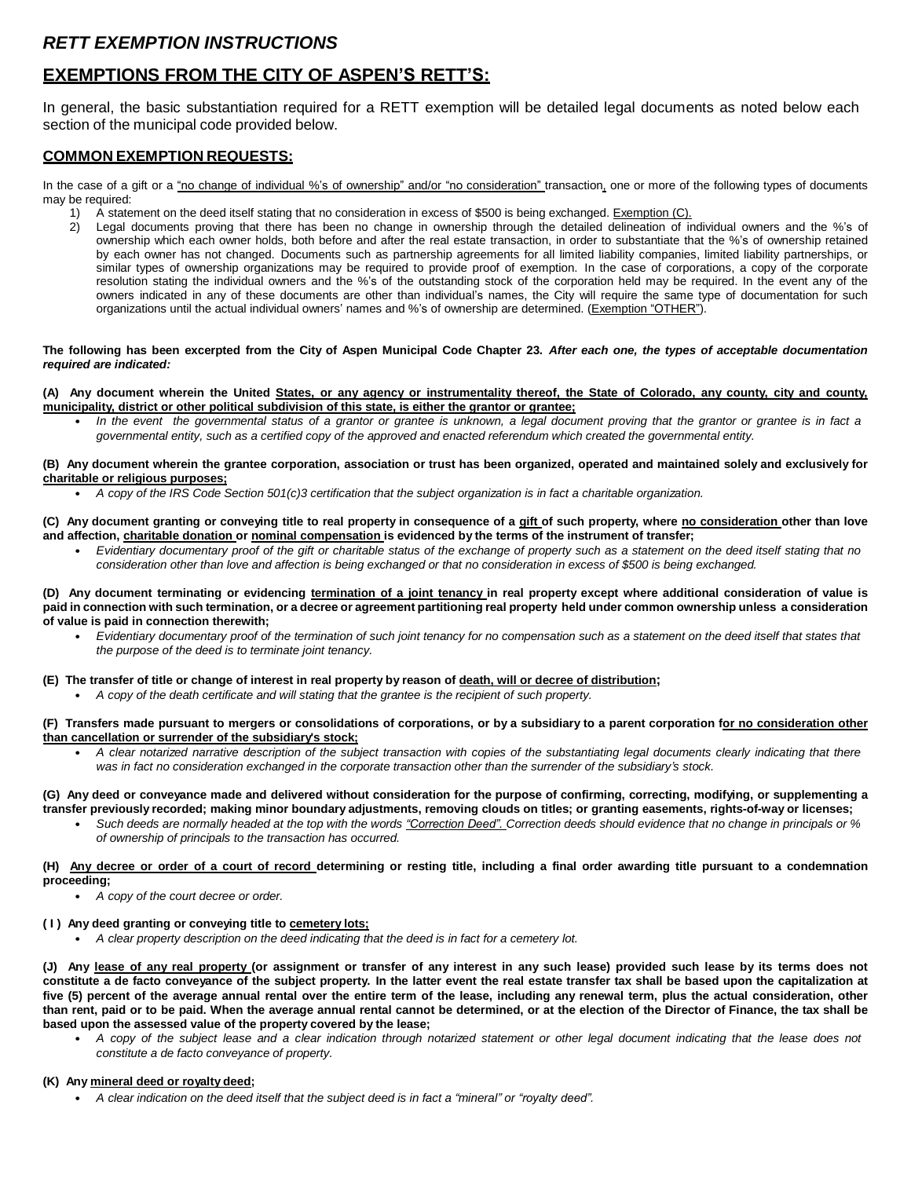## *RETT EXEMPTION INSTRUCTIONS*

## EXEMPTIONS FROM THE CITY OF ASPEN'S RETT'S:

In general, the basic substantiation required for a RETT exemption will be detailed legal documents as noted below each section of the municipal code provided below.

### COMMON EXEMPTION REQUESTS:

In the case of a gift or a "no change of individual %'s of ownership" and/or "no consideration" transaction, one or more of the following types of documents may be required:

1) A statement on the deed itself stating that no consideration in excess of $500 is being exchanged. Exemption (C).
2) Legal documents proving that there has been no change in ownership through the detailed delineation of individual owners and the %'s of ownership which each owner holds, both before and after the real estate transaction, in order to substantiate that the %'s of ownership retained by each owner has not changed. Documents such as partnership agreements for all limited liability companies, limited liability partnerships, or similar types of ownership organizations may be required to provide proof of exemption. In the case of corporations, a copy of the corporate resolution stating the individual owners and the %'s of the outstanding stock of the corporation held may be required. In the event any of the owners indicated in any of these documents are other than individual's names, the City will require the same type of documentation for such organizations until the actual individual owners' names and %'s of ownership are determined. (Exemption "OTHER").

**The following has been excerpted from the City of Aspen Municipal Code Chapter 23.** ***After each one, the types of acceptable documentation required are indicated:***

**(A) Any document wherein the United States, or any agency or instrumentality thereof, the State of Colorado, any county, city and county, municipality, district or other political subdivision of this state, is either the grantor or grantee;**

- *In the event the governmental status of a grantor or grantee is unknown, a legal document proving that the grantor or grantee is in fact a governmental entity, such as a certified copy of the approved and enacted referendum which created the governmental entity.*

**(B) Any document wherein the grantee corporation, association or trust has been organized, operated and maintained solely and exclusively for charitable or religious purposes;**

- *A copy of the IRS Code Section 501(c)3 certification that the subject organization is in fact a charitable organization.*

**(C) Any document granting or conveying title to real property in consequence of a gift of such property, where no consideration other than love and affection, charitable donation or nominal compensation is evidenced by the terms of the instrument of transfer;**

- *Evidentiary documentary proof of the gift or charitable status of the exchange of property such as a statement on the deed itself stating that no consideration other than love and affection is being exchanged or that no consideration in excess of $500 is being exchanged.*

**(D) Any document terminating or evidencing termination of a joint tenancy in real property except where additional consideration of value is paid in connection with such termination, or a decree or agreement partitioning real property held under common ownership unless a consideration of value is paid in connection therewith;**

- *Evidentiary documentary proof of the termination of such joint tenancy for no compensation such as a statement on the deed itself that states that the purpose of the deed is to terminate joint tenancy.*

**(E) The transfer of title or change of interest in real property by reason of death, will or decree of distribution;**

- *A copy of the death certificate and will stating that the grantee is the recipient of such property.*

**(F) Transfers made pursuant to mergers or consolidations of corporations, or by a subsidiary to a parent corporation for no consideration other than cancellation or surrender of the subsidiary's stock;**

- *A clear notarized narrative description of the subject transaction with copies of the substantiating legal documents clearly indicating that there was in fact no consideration exchanged in the corporate transaction other than the surrender of the subsidiary's stock.*

**(G) Any deed or conveyance made and delivered without consideration for the purpose of confirming, correcting, modifying, or supplementing a transfer previously recorded; making minor boundary adjustments, removing clouds on titles; or granting easements, rights-of-way or licenses;**

- *Such deeds are normally headed at the top with the words "Correction Deed". Correction deeds should evidence that no change in principals or % of ownership of principals to the transaction has occurred.*

**(H) Any decree or order of a court of record determining or resting title, including a final order awarding title pursuant to a condemnation proceeding;**

- *A copy of the court decree or order.*

**( I ) Any deed granting or conveying title to cemetery lots;**

- *A clear property description on the deed indicating that the deed is in fact for a cemetery lot.*

**(J) Any lease of any real property (or assignment or transfer of any interest in any such lease) provided such lease by its terms does not constitute a de facto conveyance of the subject property. In the latter event the real estate transfer tax shall be based upon the capitalization at five (5) percent of the average annual rental over the entire term of the lease, including any renewal term, plus the actual consideration, other than rent, paid or to be paid. When the average annual rental cannot be determined, or at the election of the Director of Finance, the tax shall be based upon the assessed value of the property covered by the lease;**

- *A copy of the subject lease and a clear indication through notarized statement or other legal document indicating that the lease does not constitute a de facto conveyance of property.*

**(K) Any mineral deed or royalty deed;**

- *A clear indication on the deed itself that the subject deed is in fact a "mineral" or "royalty deed".*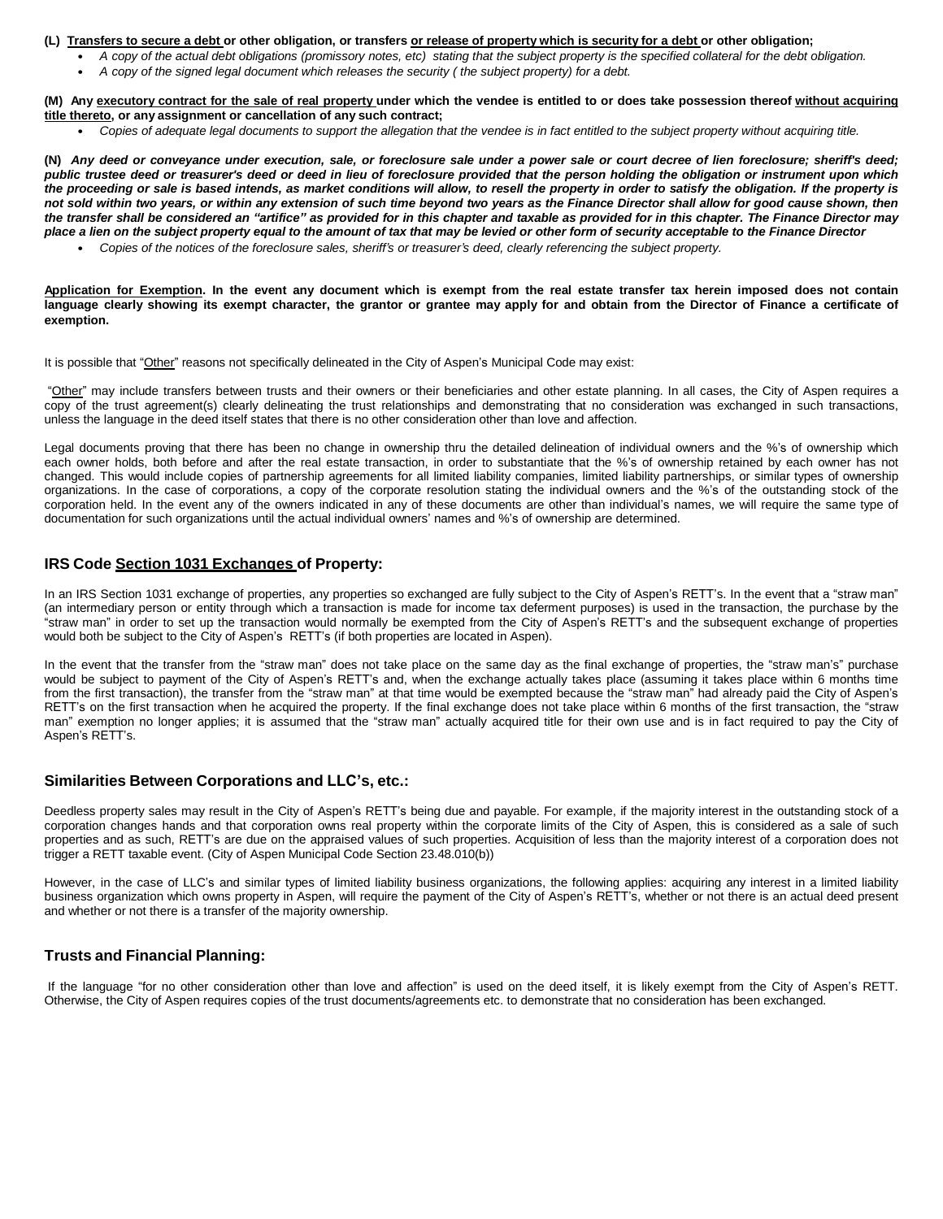**(L) <u>Transfers to secure a debt</u> or other obligation, or transfers <u>or release of property which is security for a debt</u> or other obligation;**

- *A copy of the actual debt obligations (promissory notes, etc) stating that the subject property is the specified collateral for the debt obligation.*
- *A copy of the signed legal document which releases the security ( the subject property) for a debt.*

**(M) Any <u>executory contract for the sale of real property</u> under which the vendee is entitled to or does take possession thereof <u>without acquiring title thereto</u>, or any assignment or cancellation of any such contract;**

- *Copies of adequate legal documents to support the allegation that the vendee is in fact entitled to the subject property without acquiring title.*

***(N) Any deed or conveyance under execution, sale, or foreclosure sale under a power sale or court decree of lien foreclosure; sheriff's deed; public trustee deed or treasurer's deed or deed in lieu of foreclosure provided that the person holding the obligation or instrument upon which the proceeding or sale is based intends, as market conditions will allow, to resell the property in order to satisfy the obligation. If the property is not sold within two years, or within any extension of such time beyond two years as the Finance Director shall allow for good cause shown, then the transfer shall be considered an "artifice" as provided for in this chapter and taxable as provided for in this chapter. The Finance Director may place a lien on the subject property equal to the amount of tax that may be levied or other form of security acceptable to the Finance Director***

- *Copies of the notices of the foreclosure sales, sheriff's or treasurer's deed, clearly referencing the subject property.*

**<u>Application for Exemption</u>. In the event any document which is exempt from the real estate transfer tax herein imposed does not contain language clearly showing its exempt character, the grantor or grantee may apply for and obtain from the Director of Finance a certificate of exemption.**

It is possible that "<u>Other</u>" reasons not specifically delineated in the City of Aspen's Municipal Code may exist:

"<u>Other</u>" may include transfers between trusts and their owners or their beneficiaries and other estate planning. In all cases, the City of Aspen requires a copy of the trust agreement(s) clearly delineating the trust relationships and demonstrating that no consideration was exchanged in such transactions, unless the language in the deed itself states that there is no other consideration other than love and affection.

Legal documents proving that there has been no change in ownership thru the detailed delineation of individual owners and the %'s of ownership which each owner holds, both before and after the real estate transaction, in order to substantiate that the %'s of ownership retained by each owner has not changed. This would include copies of partnership agreements for all limited liability companies, limited liability partnerships, or similar types of ownership organizations. In the case of corporations, a copy of the corporate resolution stating the individual owners and the %'s of the outstanding stock of the corporation held. In the event any of the owners indicated in any of these documents are other than individual's names, we will require the same type of documentation for such organizations until the actual individual owners' names and %'s of ownership are determined.

## IRS Code <u>Section 1031 Exchanges</u> of Property:

In an IRS Section 1031 exchange of properties, any properties so exchanged are fully subject to the City of Aspen's RETT's. In the event that a "straw man" (an intermediary person or entity through which a transaction is made for income tax deferment purposes) is used in the transaction, the purchase by the "straw man" in order to set up the transaction would normally be exempted from the City of Aspen's RETT's and the subsequent exchange of properties would both be subject to the City of Aspen's RETT's (if both properties are located in Aspen).

In the event that the transfer from the "straw man" does not take place on the same day as the final exchange of properties, the "straw man's" purchase would be subject to payment of the City of Aspen's RETT's and, when the exchange actually takes place (assuming it takes place within 6 months time from the first transaction), the transfer from the "straw man" at that time would be exempted because the "straw man" had already paid the City of Aspen's RETT's on the first transaction when he acquired the property. If the final exchange does not take place within 6 months of the first transaction, the "straw man" exemption no longer applies; it is assumed that the "straw man" actually acquired title for their own use and is in fact required to pay the City of Aspen's RETT's.

## Similarities Between Corporations and LLC's, etc.:

Deedless property sales may result in the City of Aspen's RETT's being due and payable. For example, if the majority interest in the outstanding stock of a corporation changes hands and that corporation owns real property within the corporate limits of the City of Aspen, this is considered as a sale of such properties and as such, RETT's are due on the appraised values of such properties. Acquisition of less than the majority interest of a corporation does not trigger a RETT taxable event. (City of Aspen Municipal Code Section 23.48.010(b))

However, in the case of LLC's and similar types of limited liability business organizations, the following applies: acquiring any interest in a limited liability business organization which owns property in Aspen, will require the payment of the City of Aspen's RETT's, whether or not there is an actual deed present and whether or not there is a transfer of the majority ownership.

## Trusts and Financial Planning:

If the language "for no other consideration other than love and affection" is used on the deed itself, it is likely exempt from the City of Aspen's RETT. Otherwise, the City of Aspen requires copies of the trust documents/agreements etc. to demonstrate that no consideration has been exchanged.